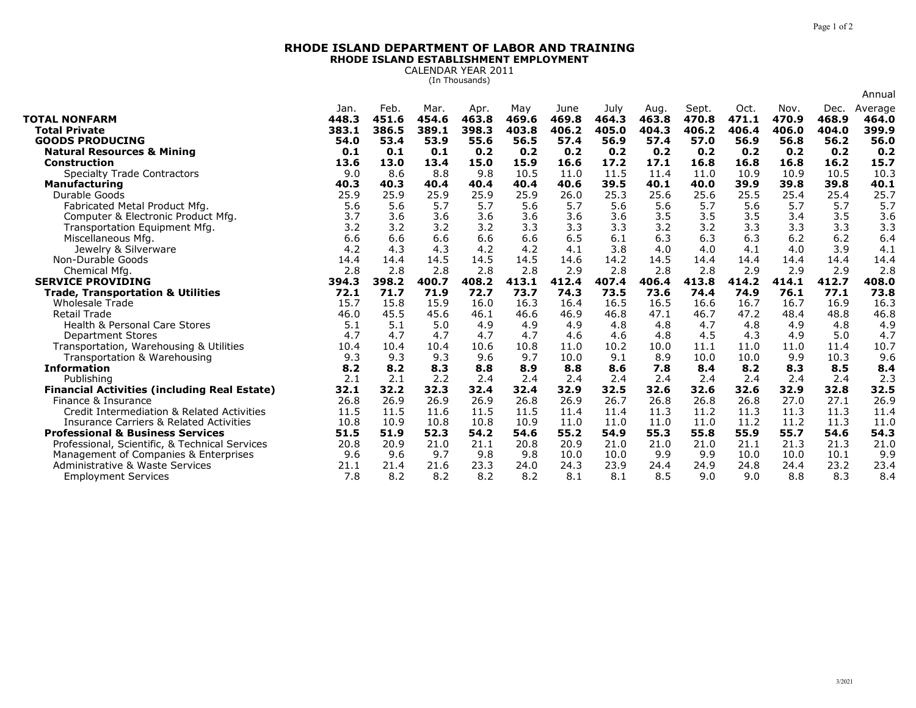# RHODE ISLAND DEPARTMENT OF LABOR AND TRAINING

## RHODE ISLAND ESTABLISHMENT EMPLOYMENT

CALENDAR YEAR 2011

(In Thousands)

| | Jan. | Feb. | Mar. | Apr. | May | June | July | Aug. | Sept. | Oct. | Nov. | Dec. | Annual Average |
|---|---|---|---|---|---|---|---|---|---|---|---|---|---|
| **TOTAL NONFARM** | **448.3** | **451.6** | **454.6** | **463.8** | **469.6** | **469.8** | **464.3** | **463.8** | **470.8** | **471.1** | **470.9** | **468.9** | **464.0** |
| **Total Private** | **383.1** | **386.5** | **389.1** | **398.3** | **403.8** | **406.2** | **405.0** | **404.3** | **406.2** | **406.4** | **406.0** | **404.0** | **399.9** |
| **GOODS PRODUCING** | **54.0** | **53.4** | **53.9** | **55.6** | **56.5** | **57.4** | **56.9** | **57.4** | **57.0** | **56.9** | **56.8** | **56.2** | **56.0** |
| **Natural Resources & Mining** | **0.1** | **0.1** | **0.1** | **0.2** | **0.2** | **0.2** | **0.2** | **0.2** | **0.2** | **0.2** | **0.2** | **0.2** | **0.2** |
| **Construction** | **13.6** | **13.0** | **13.4** | **15.0** | **15.9** | **16.6** | **17.2** | **17.1** | **16.8** | **16.8** | **16.8** | **16.2** | **15.7** |
| Specialty Trade Contractors | 9.0 | 8.6 | 8.8 | 9.8 | 10.5 | 11.0 | 11.5 | 11.4 | 11.0 | 10.9 | 10.9 | 10.5 | 10.3 |
| **Manufacturing** | **40.3** | **40.3** | **40.4** | **40.4** | **40.4** | **40.6** | **39.5** | **40.1** | **40.0** | **39.9** | **39.8** | **39.8** | **40.1** |
| Durable Goods | 25.9 | 25.9 | 25.9 | 25.9 | 25.9 | 26.0 | 25.3 | 25.6 | 25.6 | 25.5 | 25.4 | 25.4 | 25.7 |
| Fabricated Metal Product Mfg. | 5.6 | 5.6 | 5.7 | 5.7 | 5.6 | 5.7 | 5.6 | 5.6 | 5.7 | 5.6 | 5.7 | 5.7 | 5.7 |
| Computer & Electronic Product Mfg. | 3.7 | 3.6 | 3.6 | 3.6 | 3.6 | 3.6 | 3.6 | 3.5 | 3.5 | 3.5 | 3.4 | 3.5 | 3.6 |
| Transportation Equipment Mfg. | 3.2 | 3.2 | 3.2 | 3.2 | 3.3 | 3.3 | 3.3 | 3.2 | 3.2 | 3.3 | 3.3 | 3.3 | 3.3 |
| Miscellaneous Mfg. | 6.6 | 6.6 | 6.6 | 6.6 | 6.6 | 6.5 | 6.1 | 6.3 | 6.3 | 6.3 | 6.2 | 6.2 | 6.4 |
| Jewelry & Silverware | 4.2 | 4.3 | 4.3 | 4.2 | 4.2 | 4.1 | 3.8 | 4.0 | 4.0 | 4.1 | 4.0 | 3.9 | 4.1 |
| Non-Durable Goods | 14.4 | 14.4 | 14.5 | 14.5 | 14.5 | 14.6 | 14.2 | 14.5 | 14.4 | 14.4 | 14.4 | 14.4 | 14.4 |
| Chemical Mfg. | 2.8 | 2.8 | 2.8 | 2.8 | 2.8 | 2.9 | 2.8 | 2.8 | 2.8 | 2.9 | 2.9 | 2.9 | 2.8 |
| **SERVICE PROVIDING** | **394.3** | **398.2** | **400.7** | **408.2** | **413.1** | **412.4** | **407.4** | **406.4** | **413.8** | **414.2** | **414.1** | **412.7** | **408.0** |
| **Trade, Transportation & Utilities** | **72.1** | **71.7** | **71.9** | **72.7** | **73.7** | **74.3** | **73.5** | **73.6** | **74.4** | **74.9** | **76.1** | **77.1** | **73.8** |
| Wholesale Trade | 15.7 | 15.8 | 15.9 | 16.0 | 16.3 | 16.4 | 16.5 | 16.5 | 16.6 | 16.7 | 16.7 | 16.9 | 16.3 |
| Retail Trade | 46.0 | 45.5 | 45.6 | 46.1 | 46.6 | 46.9 | 46.8 | 47.1 | 46.7 | 47.2 | 48.4 | 48.8 | 46.8 |
| Health & Personal Care Stores | 5.1 | 5.1 | 5.0 | 4.9 | 4.9 | 4.9 | 4.8 | 4.8 | 4.7 | 4.8 | 4.9 | 4.8 | 4.9 |
| Department Stores | 4.7 | 4.7 | 4.7 | 4.7 | 4.7 | 4.6 | 4.6 | 4.8 | 4.5 | 4.3 | 4.9 | 5.0 | 4.7 |
| Transportation, Warehousing & Utilities | 10.4 | 10.4 | 10.4 | 10.6 | 10.8 | 11.0 | 10.2 | 10.0 | 11.1 | 11.0 | 11.0 | 11.4 | 10.7 |
| Transportation & Warehousing | 9.3 | 9.3 | 9.3 | 9.6 | 9.7 | 10.0 | 9.1 | 8.9 | 10.0 | 10.0 | 9.9 | 10.3 | 9.6 |
| **Information** | **8.2** | **8.2** | **8.3** | **8.8** | **8.9** | **8.8** | **8.6** | **7.8** | **8.4** | **8.2** | **8.3** | **8.5** | **8.4** |
| Publishing | 2.1 | 2.1 | 2.2 | 2.4 | 2.4 | 2.4 | 2.4 | 2.4 | 2.4 | 2.4 | 2.4 | 2.4 | 2.3 |
| **Financial Activities (including Real Estate)** | **32.1** | **32.2** | **32.3** | **32.4** | **32.4** | **32.9** | **32.5** | **32.6** | **32.6** | **32.6** | **32.9** | **32.8** | **32.5** |
| Finance & Insurance | 26.8 | 26.9 | 26.9 | 26.9 | 26.8 | 26.9 | 26.7 | 26.8 | 26.8 | 26.8 | 27.0 | 27.1 | 26.9 |
| Credit Intermediation & Related Activities | 11.5 | 11.5 | 11.6 | 11.5 | 11.5 | 11.4 | 11.4 | 11.3 | 11.2 | 11.3 | 11.3 | 11.3 | 11.4 |
| Insurance Carriers & Related Activities | 10.8 | 10.9 | 10.8 | 10.8 | 10.9 | 11.0 | 11.0 | 11.0 | 11.0 | 11.2 | 11.2 | 11.3 | 11.0 |
| **Professional & Business Services** | **51.5** | **51.9** | **52.3** | **54.2** | **54.6** | **55.2** | **54.9** | **55.3** | **55.8** | **55.9** | **55.7** | **54.6** | **54.3** |
| Professional, Scientific, & Technical Services | 20.8 | 20.9 | 21.0 | 21.1 | 20.8 | 20.9 | 21.0 | 21.0 | 21.0 | 21.1 | 21.3 | 21.3 | 21.0 |
| Management of Companies & Enterprises | 9.6 | 9.6 | 9.7 | 9.8 | 9.8 | 10.0 | 10.0 | 9.9 | 9.9 | 10.0 | 10.0 | 10.1 | 9.9 |
| Administrative & Waste Services | 21.1 | 21.4 | 21.6 | 23.3 | 24.0 | 24.3 | 23.9 | 24.4 | 24.9 | 24.8 | 24.4 | 23.2 | 23.4 |
| Employment Services | 7.8 | 8.2 | 8.2 | 8.2 | 8.2 | 8.1 | 8.1 | 8.5 | 9.0 | 9.0 | 8.8 | 8.3 | 8.4 |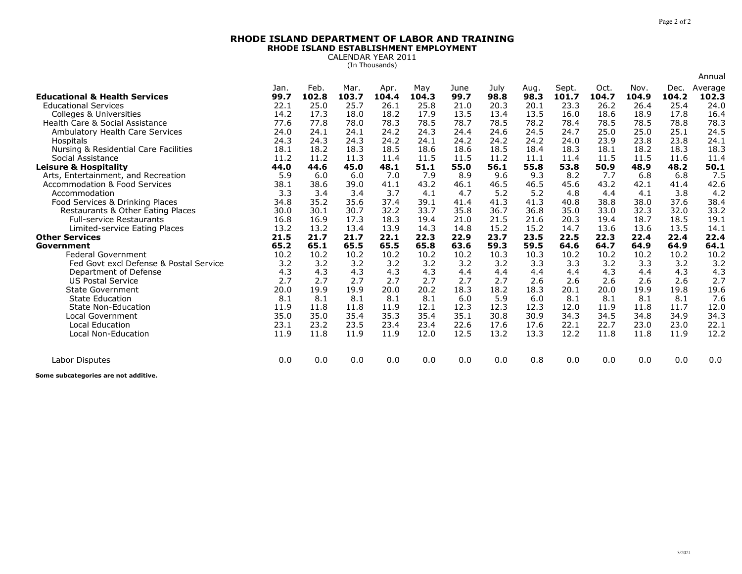# RHODE ISLAND DEPARTMENT OF LABOR AND TRAINING

## RHODE ISLAND ESTABLISHMENT EMPLOYMENT

CALENDAR YEAR 2011
(In Thousands)

| | Jan. | Feb. | Mar. | Apr. | May | June | July | Aug. | Sept. | Oct. | Nov. | Dec. | Annual Average |
|---|---|---|---|---|---|---|---|---|---|---|---|---|---|
| **Educational & Health Services** | **99.7** | **102.8** | **103.7** | **104.4** | **104.3** | **99.7** | **98.8** | **98.3** | **101.7** | **104.7** | **104.9** | **104.2** | **102.3** |
| Educational Services | 22.1 | 25.0 | 25.7 | 26.1 | 25.8 | 21.0 | 20.3 | 20.1 | 23.3 | 26.2 | 26.4 | 25.4 | 24.0 |
| Colleges & Universities | 14.2 | 17.3 | 18.0 | 18.2 | 17.9 | 13.5 | 13.4 | 13.5 | 16.0 | 18.6 | 18.9 | 17.8 | 16.4 |
| Health Care & Social Assistance | 77.6 | 77.8 | 78.0 | 78.3 | 78.5 | 78.7 | 78.5 | 78.2 | 78.4 | 78.5 | 78.5 | 78.8 | 78.3 |
| Ambulatory Health Care Services | 24.0 | 24.1 | 24.1 | 24.2 | 24.3 | 24.4 | 24.6 | 24.5 | 24.7 | 25.0 | 25.0 | 25.1 | 24.5 |
| Hospitals | 24.3 | 24.3 | 24.3 | 24.2 | 24.1 | 24.2 | 24.2 | 24.2 | 24.0 | 23.9 | 23.8 | 23.8 | 24.1 |
| Nursing & Residential Care Facilities | 18.1 | 18.2 | 18.3 | 18.5 | 18.6 | 18.6 | 18.5 | 18.4 | 18.3 | 18.1 | 18.2 | 18.3 | 18.3 |
| Social Assistance | 11.2 | 11.2 | 11.3 | 11.4 | 11.5 | 11.5 | 11.2 | 11.1 | 11.4 | 11.5 | 11.5 | 11.6 | 11.4 |
| **Leisure & Hospitality** | **44.0** | **44.6** | **45.0** | **48.1** | **51.1** | **55.0** | **56.1** | **55.8** | **53.8** | **50.9** | **48.9** | **48.2** | **50.1** |
| Arts, Entertainment, and Recreation | 5.9 | 6.0 | 6.0 | 7.0 | 7.9 | 8.9 | 9.6 | 9.3 | 8.2 | 7.7 | 6.8 | 6.8 | 7.5 |
| Accommodation & Food Services | 38.1 | 38.6 | 39.0 | 41.1 | 43.2 | 46.1 | 46.5 | 46.5 | 45.6 | 43.2 | 42.1 | 41.4 | 42.6 |
| Accommodation | 3.3 | 3.4 | 3.4 | 3.7 | 4.1 | 4.7 | 5.2 | 5.2 | 4.8 | 4.4 | 4.1 | 3.8 | 4.2 |
| Food Services & Drinking Places | 34.8 | 35.2 | 35.6 | 37.4 | 39.1 | 41.4 | 41.3 | 41.3 | 40.8 | 38.8 | 38.0 | 37.6 | 38.4 |
| Restaurants & Other Eating Places | 30.0 | 30.1 | 30.7 | 32.2 | 33.7 | 35.8 | 36.7 | 36.8 | 35.0 | 33.0 | 32.3 | 32.0 | 33.2 |
| Full-service Restaurants | 16.8 | 16.9 | 17.3 | 18.3 | 19.4 | 21.0 | 21.5 | 21.6 | 20.3 | 19.4 | 18.7 | 18.5 | 19.1 |
| Limited-service Eating Places | 13.2 | 13.2 | 13.4 | 13.9 | 14.3 | 14.8 | 15.2 | 15.2 | 14.7 | 13.6 | 13.6 | 13.5 | 14.1 |
| **Other Services** | **21.5** | **21.7** | **21.7** | **22.1** | **22.3** | **22.9** | **23.7** | **23.5** | **22.5** | **22.3** | **22.4** | **22.4** | **22.4** |
| **Government** | **65.2** | **65.1** | **65.5** | **65.5** | **65.8** | **63.6** | **59.3** | **59.5** | **64.6** | **64.7** | **64.9** | **64.9** | **64.1** |
| Federal Government | 10.2 | 10.2 | 10.2 | 10.2 | 10.2 | 10.2 | 10.3 | 10.3 | 10.2 | 10.2 | 10.2 | 10.2 | 10.2 |
| Fed Govt excl Defense & Postal Service | 3.2 | 3.2 | 3.2 | 3.2 | 3.2 | 3.2 | 3.2 | 3.3 | 3.3 | 3.2 | 3.3 | 3.2 | 3.2 |
| Department of Defense | 4.3 | 4.3 | 4.3 | 4.3 | 4.3 | 4.4 | 4.4 | 4.4 | 4.4 | 4.3 | 4.4 | 4.3 | 4.3 |
| US Postal Service | 2.7 | 2.7 | 2.7 | 2.7 | 2.7 | 2.7 | 2.7 | 2.6 | 2.6 | 2.6 | 2.6 | 2.6 | 2.7 |
| State Government | 20.0 | 19.9 | 19.9 | 20.0 | 20.2 | 18.3 | 18.2 | 18.3 | 20.1 | 20.0 | 19.9 | 19.8 | 19.6 |
| State Education | 8.1 | 8.1 | 8.1 | 8.1 | 8.1 | 6.0 | 5.9 | 6.0 | 8.1 | 8.1 | 8.1 | 8.1 | 7.6 |
| State Non-Education | 11.9 | 11.8 | 11.8 | 11.9 | 12.1 | 12.3 | 12.3 | 12.3 | 12.0 | 11.9 | 11.8 | 11.7 | 12.0 |
| Local Government | 35.0 | 35.0 | 35.4 | 35.3 | 35.4 | 35.1 | 30.8 | 30.9 | 34.3 | 34.5 | 34.8 | 34.9 | 34.3 |
| Local Education | 23.1 | 23.2 | 23.5 | 23.4 | 23.4 | 22.6 | 17.6 | 17.6 | 22.1 | 22.7 | 23.0 | 23.0 | 22.1 |
| Local Non-Education | 11.9 | 11.8 | 11.9 | 11.9 | 12.0 | 12.5 | 13.2 | 13.3 | 12.2 | 11.8 | 11.8 | 11.9 | 12.2 |
| Labor Disputes | 0.0 | 0.0 | 0.0 | 0.0 | 0.0 | 0.0 | 0.0 | 0.8 | 0.0 | 0.0 | 0.0 | 0.0 | 0.0 |

**Some subcategories are not additive.**

3/2021